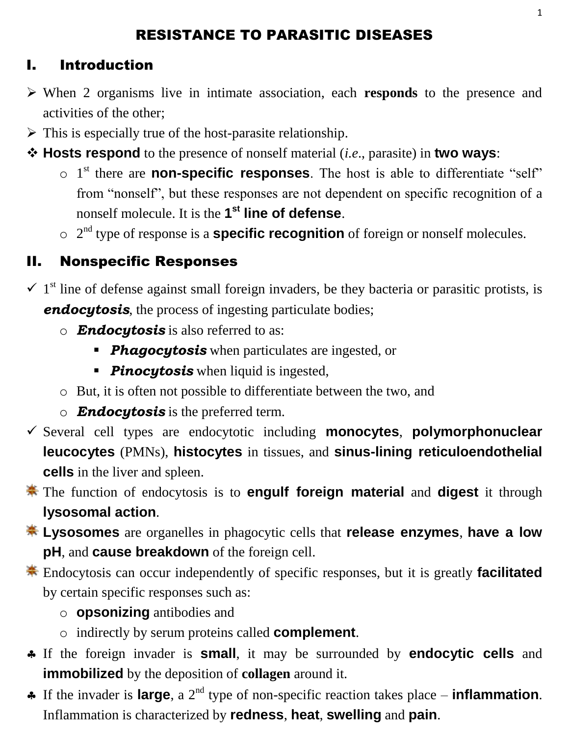# RESISTANCE TO PARASITIC DISEASES

## I. Introduction

- When 2 organisms live in intimate association, each **responds** to the presence and activities of the other;
- This is especially true of the host-parasite relationship.
- **Hosts respond** to the presence of nonself material (*i.e*., parasite) in **two ways**:
  - 1st there are **non-specific responses**. The host is able to differentiate "self" from "nonself", but these responses are not dependent on specific recognition of a nonself molecule. It is the **1st line of defense**.
  - 2nd type of response is a **specific recognition** of foreign or nonself molecules.

## II. Nonspecific Responses

- 1st line of defense against small foreign invaders, be they bacteria or parasitic protists, is ***endocytosis***, the process of ingesting particulate bodies;
  - ***Endocytosis*** is also referred to as:
    - ***Phagocytosis*** when particulates are ingested, or
    - ***Pinocytosis*** when liquid is ingested,
  - But, it is often not possible to differentiate between the two, and
  - ***Endocytosis*** is the preferred term.
- Several cell types are endocytotic including **monocytes**, **polymorphonuclear leucocytes** (PMNs), **histocytes** in tissues, and **sinus-lining reticuloendothelial cells** in the liver and spleen.
- The function of endocytosis is to **engulf foreign material** and **digest** it through **lysosomal action**.
- **Lysosomes** are organelles in phagocytic cells that **release enzymes**, **have a low pH**, and **cause breakdown** of the foreign cell.
- Endocytosis can occur independently of specific responses, but it is greatly **facilitated** by certain specific responses such as:
  - **opsonizing** antibodies and
  - indirectly by serum proteins called **complement**.
- If the foreign invader is **small**, it may be surrounded by **endocytic cells** and **immobilized** by the deposition of **collagen** around it.
- If the invader is **large**, a 2nd type of non-specific reaction takes place – **inflammation**. Inflammation is characterized by **redness**, **heat**, **swelling** and **pain**.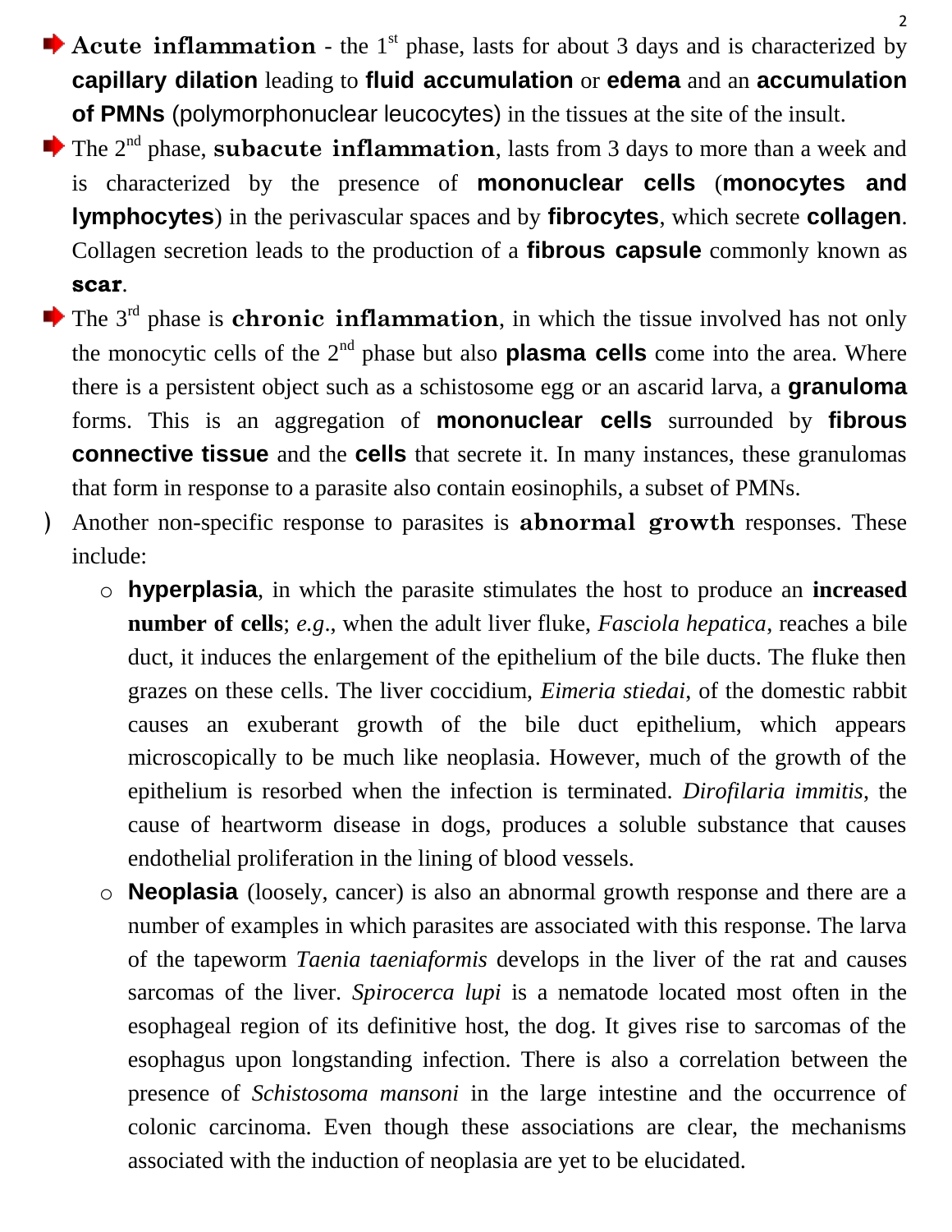- **Acute inflammation** - the 1st phase, lasts for about 3 days and is characterized by **capillary dilation** leading to **fluid accumulation** or **edema** and an **accumulation of PMNs** (polymorphonuclear leucocytes) in the tissues at the site of the insult.
- The 2nd phase, **subacute inflammation**, lasts from 3 days to more than a week and is characterized by the presence of **mononuclear cells** (**monocytes and lymphocytes**) in the perivascular spaces and by **fibrocytes**, which secrete **collagen**. Collagen secretion leads to the production of a **fibrous capsule** commonly known as **scar**.
- The 3rd phase is **chronic inflammation**, in which the tissue involved has not only the monocytic cells of the 2nd phase but also **plasma cells** come into the area. Where there is a persistent object such as a schistosome egg or an ascarid larva, a **granuloma** forms. This is an aggregation of **mononuclear cells** surrounded by **fibrous connective tissue** and the **cells** that secrete it. In many instances, these granulomas that form in response to a parasite also contain eosinophils, a subset of PMNs.

- Another non-specific response to parasites is **abnormal growth** responses. These include:
  - **hyperplasia**, in which the parasite stimulates the host to produce an **increased number of cells**; *e.g.*, when the adult liver fluke, *Fasciola hepatica*, reaches a bile duct, it induces the enlargement of the epithelium of the bile ducts. The fluke then grazes on these cells. The liver coccidium, *Eimeria stiedai*, of the domestic rabbit causes an exuberant growth of the bile duct epithelium, which appears microscopically to be much like neoplasia. However, much of the growth of the epithelium is resorbed when the infection is terminated. *Dirofilaria immitis*, the cause of heartworm disease in dogs, produces a soluble substance that causes endothelial proliferation in the lining of blood vessels.
  - **Neoplasia** (loosely, cancer) is also an abnormal growth response and there are a number of examples in which parasites are associated with this response. The larva of the tapeworm *Taenia taeniaformis* develops in the liver of the rat and causes sarcomas of the liver. *Spirocerca lupi* is a nematode located most often in the esophageal region of its definitive host, the dog. It gives rise to sarcomas of the esophagus upon longstanding infection. There is also a correlation between the presence of *Schistosoma mansoni* in the large intestine and the occurrence of colonic carcinoma. Even though these associations are clear, the mechanisms associated with the induction of neoplasia are yet to be elucidated.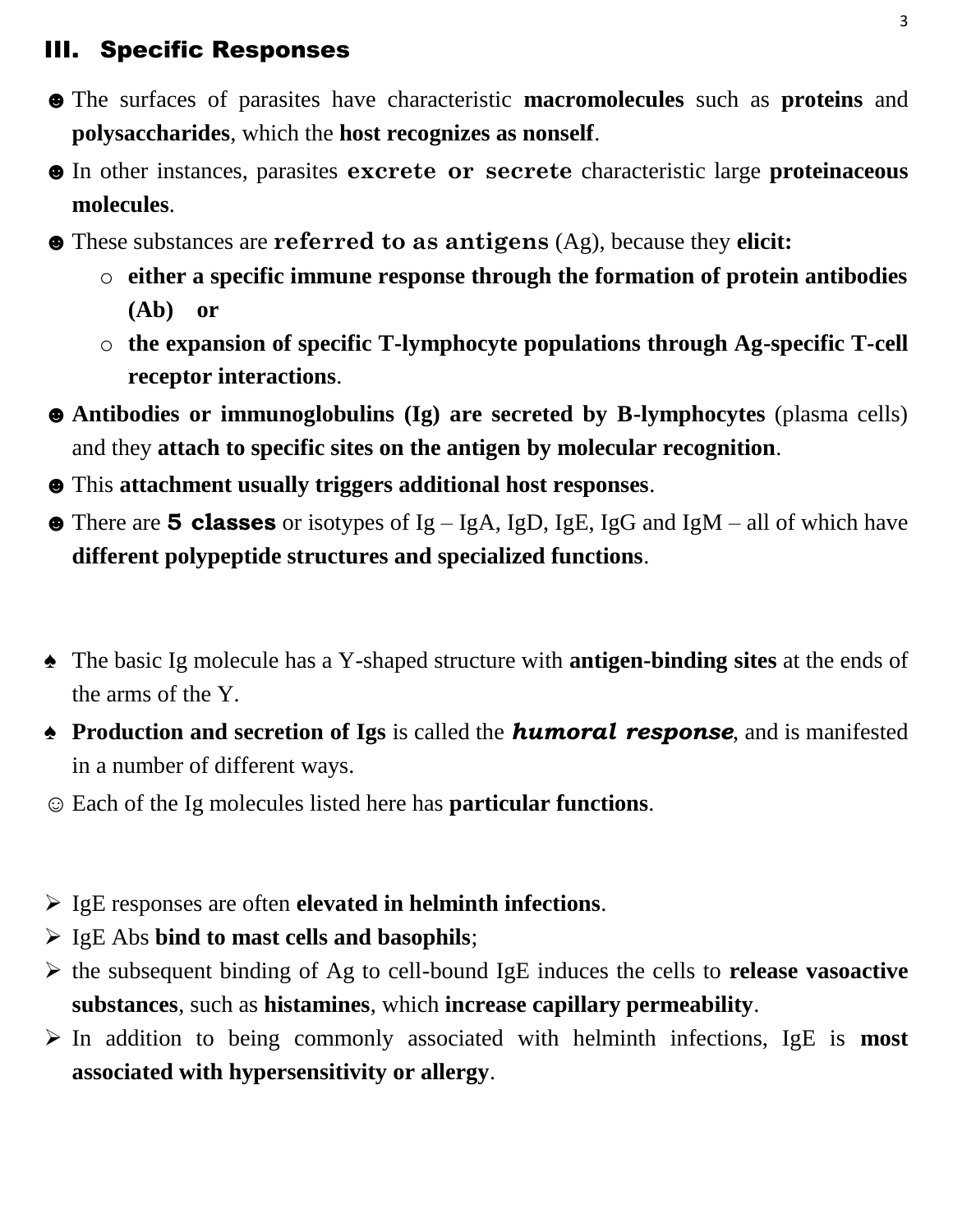## III. Specific Responses

- The surfaces of parasites have characteristic **macromolecules** such as **proteins** and **polysaccharides**, which the **host recognizes as nonself**.
- In other instances, parasites **excrete or secrete** characteristic large **proteinaceous molecules**.
- These substances are **referred to as antigens** (Ag), because they **elicit:**
  - **either a specific immune response through the formation of protein antibodies (Ab) or**
  - **the expansion of specific T-lymphocyte populations through Ag-specific T-cell receptor interactions**.
- **Antibodies or immunoglobulins (Ig) are secreted by B-lymphocytes** (plasma cells) and they **attach to specific sites on the antigen by molecular recognition**.
- This **attachment usually triggers additional host responses**.
- There are **5 classes** or isotypes of Ig – IgA, IgD, IgE, IgG and IgM – all of which have **different polypeptide structures and specialized functions**.

- The basic Ig molecule has a Y-shaped structure with **antigen-binding sites** at the ends of the arms of the Y.
- **Production and secretion of Igs** is called the ***humoral response***, and is manifested in a number of different ways.
- Each of the Ig molecules listed here has **particular functions**.

- IgE responses are often **elevated in helminth infections**.
- IgE Abs **bind to mast cells and basophils**;
- the subsequent binding of Ag to cell-bound IgE induces the cells to **release vasoactive substances**, such as **histamines**, which **increase capillary permeability**.
- In addition to being commonly associated with helminth infections, IgE is **most associated with hypersensitivity or allergy**.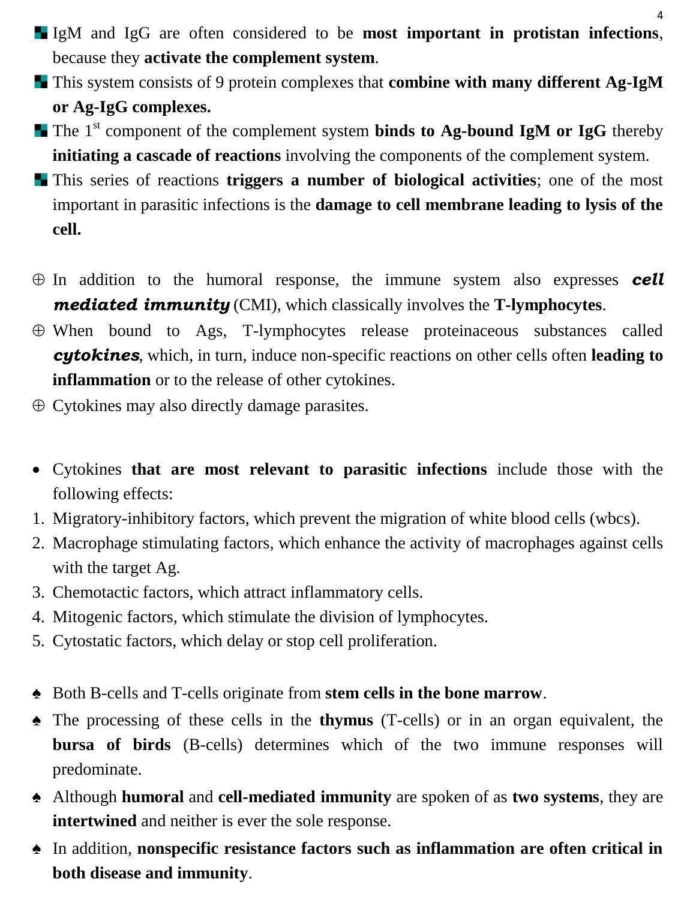- IgM and IgG are often considered to be **most important in protistan infections**, because they **activate the complement system**.
- This system consists of 9 protein complexes that **combine with many different Ag-IgM or Ag-IgG complexes.**
- The 1st component of the complement system **binds to Ag-bound IgM or IgG** thereby **initiating a cascade of reactions** involving the components of the complement system.
- This series of reactions **triggers a number of biological activities**; one of the most important in parasitic infections is the **damage to cell membrane leading to lysis of the cell.**

⊕ In addition to the humoral response, the immune system also expresses ***cell mediated immunity*** (CMI), which classically involves the **T-lymphocytes**.

⊕ When bound to Ags, T-lymphocytes release proteinaceous substances called ***cytokines***, which, in turn, induce non-specific reactions on other cells often **leading to inflammation** or to the release of other cytokines.

⊕ Cytokines may also directly damage parasites.

- Cytokines **that are most relevant to parasitic infections** include those with the following effects:

1. Migratory-inhibitory factors, which prevent the migration of white blood cells (wbcs).
2. Macrophage stimulating factors, which enhance the activity of macrophages against cells with the target Ag.
3. Chemotactic factors, which attract inflammatory cells.
4. Mitogenic factors, which stimulate the division of lymphocytes.
5. Cytostatic factors, which delay or stop cell proliferation.

♠ Both B-cells and T-cells originate from **stem cells in the bone marrow**.

♠ The processing of these cells in the **thymus** (T-cells) or in an organ equivalent, the **bursa of birds** (B-cells) determines which of the two immune responses will predominate.

♠ Although **humoral** and **cell-mediated immunity** are spoken of as **two systems**, they are **intertwined** and neither is ever the sole response.

♠ In addition, **nonspecific resistance factors such as inflammation are often critical in both disease and immunity**.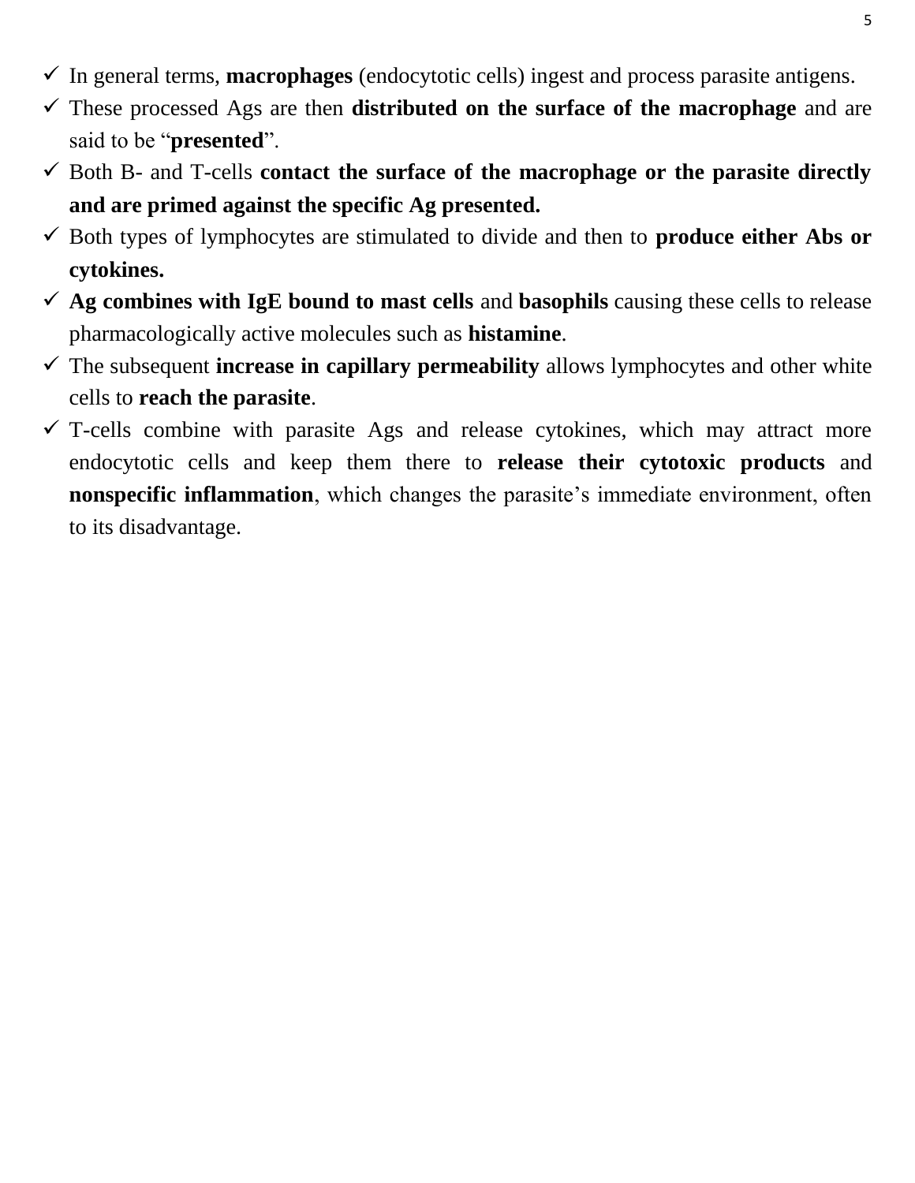- In general terms, **macrophages** (endocytotic cells) ingest and process parasite antigens.
- These processed Ags are then **distributed on the surface of the macrophage** and are said to be "**presented**".
- Both B- and T-cells **contact the surface of the macrophage or the parasite directly and are primed against the specific Ag presented.**
- Both types of lymphocytes are stimulated to divide and then to **produce either Abs or cytokines.**
- **Ag combines with IgE bound to mast cells** and **basophils** causing these cells to release pharmacologically active molecules such as **histamine**.
- The subsequent **increase in capillary permeability** allows lymphocytes and other white cells to **reach the parasite**.
- T-cells combine with parasite Ags and release cytokines, which may attract more endocytotic cells and keep them there to **release their cytotoxic products** and **nonspecific inflammation**, which changes the parasite's immediate environment, often to its disadvantage.